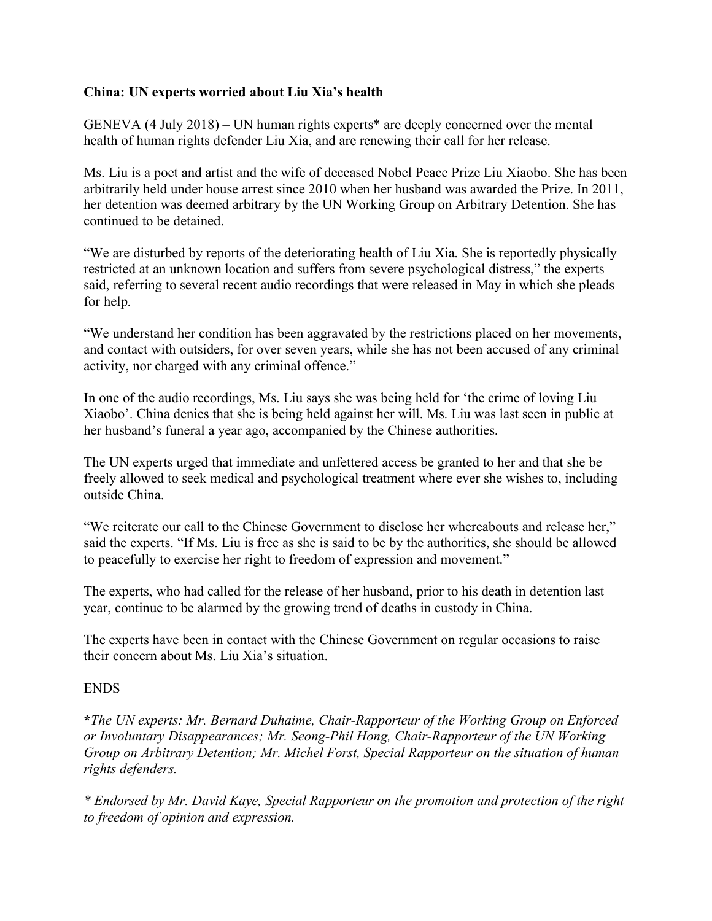**China: UN experts worried about Liu Xia's health**

GENEVA (4 July 2018) – UN human rights experts* are deeply concerned over the mental health of human rights defender Liu Xia, and are renewing their call for her release.

Ms. Liu is a poet and artist and the wife of deceased Nobel Peace Prize Liu Xiaobo. She has been arbitrarily held under house arrest since 2010 when her husband was awarded the Prize. In 2011, her detention was deemed arbitrary by the UN Working Group on Arbitrary Detention. She has continued to be detained.

"We are disturbed by reports of the deteriorating health of Liu Xia. She is reportedly physically restricted at an unknown location and suffers from severe psychological distress," the experts said, referring to several recent audio recordings that were released in May in which she pleads for help.

"We understand her condition has been aggravated by the restrictions placed on her movements, and contact with outsiders, for over seven years, while she has not been accused of any criminal activity, nor charged with any criminal offence."

In one of the audio recordings, Ms. Liu says she was being held for 'the crime of loving Liu Xiaobo'. China denies that she is being held against her will. Ms. Liu was last seen in public at her husband's funeral a year ago, accompanied by the Chinese authorities.

The UN experts urged that immediate and unfettered access be granted to her and that she be freely allowed to seek medical and psychological treatment where ever she wishes to, including outside China.

"We reiterate our call to the Chinese Government to disclose her whereabouts and release her," said the experts. "If Ms. Liu is free as she is said to be by the authorities, she should be allowed to peacefully to exercise her right to freedom of expression and movement."

The experts, who had called for the release of her husband, prior to his death in detention last year, continue to be alarmed by the growing trend of deaths in custody in China.

The experts have been in contact with the Chinese Government on regular occasions to raise their concern about Ms. Liu Xia's situation.

ENDS

***The UN experts:** *Mr. Bernard Duhaime, Chair-Rapporteur of the Working Group on Enforced or Involuntary Disappearances; Mr. Seong-Phil Hong, Chair-Rapporteur of the UN Working Group on Arbitrary Detention; Mr. Michel Forst, Special Rapporteur on the situation of human rights defenders.*

*\* Endorsed by Mr. David Kaye, Special Rapporteur on the promotion and protection of the right to freedom of opinion and expression.*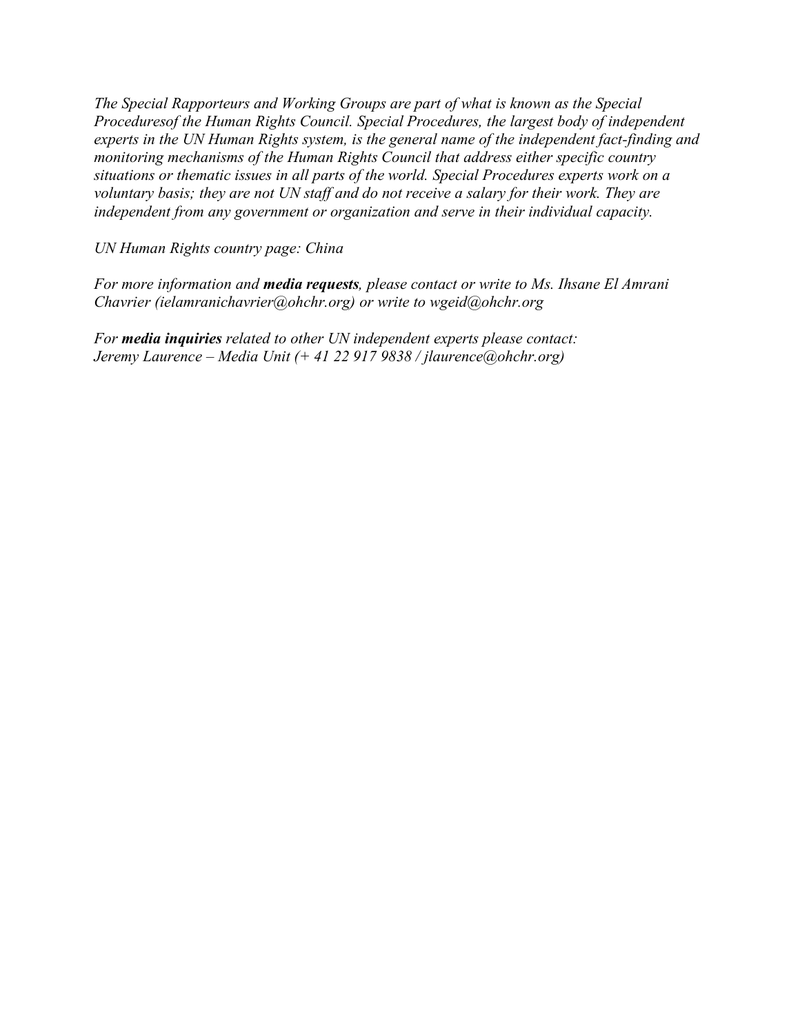*The Special Rapporteurs and Working Groups are part of what is known as the Special Proceduresof the Human Rights Council. Special Procedures, the largest body of independent experts in the UN Human Rights system, is the general name of the independent fact-finding and monitoring mechanisms of the Human Rights Council that address either specific country situations or thematic issues in all parts of the world. Special Procedures experts work on a voluntary basis; they are not UN staff and do not receive a salary for their work. They are independent from any government or organization and serve in their individual capacity.*

*UN Human Rights country page: China*

*For more information and **media requests**, please contact or write to Ms. Ihsane El Amrani Chavrier (ielamranichavrier@ohchr.org) or write to wgeid@ohchr.org*

*For **media inquiries** related to other UN independent experts please contact:*
*Jeremy Laurence – Media Unit (+ 41 22 917 9838 / jlaurence@ohchr.org)*